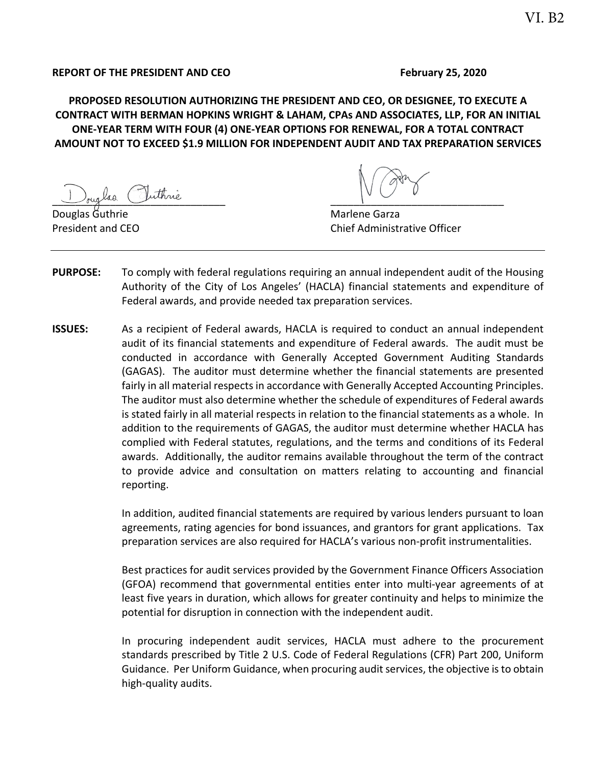VI. B2

**REPORT OF THE PRESIDENT AND CEO** **February 25, 2020**

**PROPOSED RESOLUTION AUTHORIZING THE PRESIDENT AND CEO, OR DESIGNEE, TO EXECUTE A CONTRACT WITH BERMAN HOPKINS WRIGHT & LAHAM, CPAs AND ASSOCIATES, LLP, FOR AN INITIAL ONE-YEAR TERM WITH FOUR (4) ONE-YEAR OPTIONS FOR RENEWAL, FOR A TOTAL CONTRACT AMOUNT NOT TO EXCEED $1.9 MILLION FOR INDEPENDENT AUDIT AND TAX PREPARATION SERVICES**

Douglas Guthrie
President and CEO

Marlene Garza
Chief Administrative Officer

---

**PURPOSE:** To comply with federal regulations requiring an annual independent audit of the Housing Authority of the City of Los Angeles' (HACLA) financial statements and expenditure of Federal awards, and provide needed tax preparation services.

**ISSUES:** As a recipient of Federal awards, HACLA is required to conduct an annual independent audit of its financial statements and expenditure of Federal awards. The audit must be conducted in accordance with Generally Accepted Government Auditing Standards (GAGAS). The auditor must determine whether the financial statements are presented fairly in all material respects in accordance with Generally Accepted Accounting Principles. The auditor must also determine whether the schedule of expenditures of Federal awards is stated fairly in all material respects in relation to the financial statements as a whole. In addition to the requirements of GAGAS, the auditor must determine whether HACLA has complied with Federal statutes, regulations, and the terms and conditions of its Federal awards. Additionally, the auditor remains available throughout the term of the contract to provide advice and consultation on matters relating to accounting and financial reporting.

In addition, audited financial statements are required by various lenders pursuant to loan agreements, rating agencies for bond issuances, and grantors for grant applications. Tax preparation services are also required for HACLA's various non-profit instrumentalities.

Best practices for audit services provided by the Government Finance Officers Association (GFOA) recommend that governmental entities enter into multi-year agreements of at least five years in duration, which allows for greater continuity and helps to minimize the potential for disruption in connection with the independent audit.

In procuring independent audit services, HACLA must adhere to the procurement standards prescribed by Title 2 U.S. Code of Federal Regulations (CFR) Part 200, Uniform Guidance. Per Uniform Guidance, when procuring audit services, the objective is to obtain high-quality audits.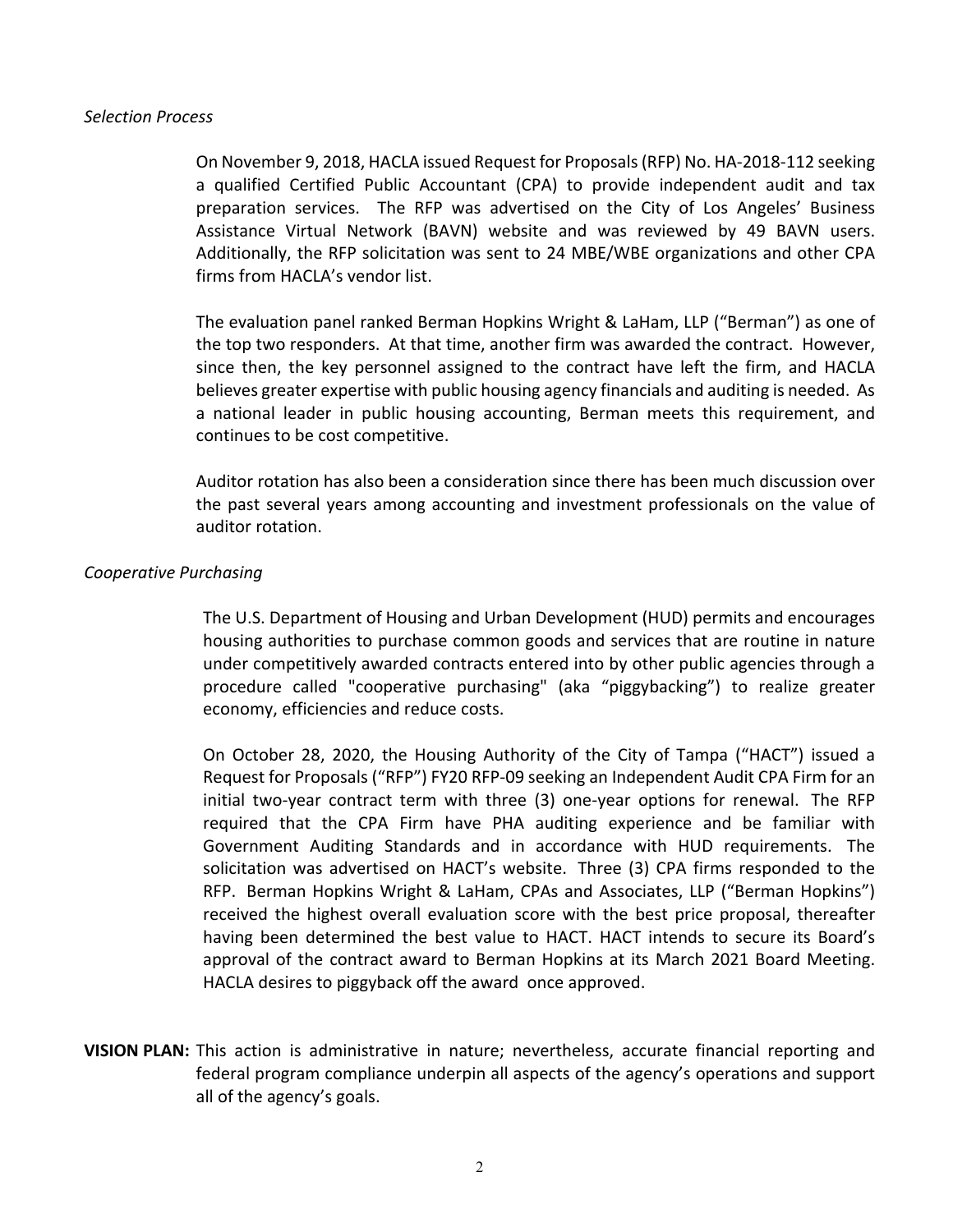*Selection Process*

On November 9, 2018, HACLA issued Request for Proposals (RFP) No. HA-2018-112 seeking a qualified Certified Public Accountant (CPA) to provide independent audit and tax preparation services. The RFP was advertised on the City of Los Angeles' Business Assistance Virtual Network (BAVN) website and was reviewed by 49 BAVN users. Additionally, the RFP solicitation was sent to 24 MBE/WBE organizations and other CPA firms from HACLA's vendor list.

The evaluation panel ranked Berman Hopkins Wright & LaHam, LLP ("Berman") as one of the top two responders. At that time, another firm was awarded the contract. However, since then, the key personnel assigned to the contract have left the firm, and HACLA believes greater expertise with public housing agency financials and auditing is needed. As a national leader in public housing accounting, Berman meets this requirement, and continues to be cost competitive.

Auditor rotation has also been a consideration since there has been much discussion over the past several years among accounting and investment professionals on the value of auditor rotation.

*Cooperative Purchasing*

The U.S. Department of Housing and Urban Development (HUD) permits and encourages housing authorities to purchase common goods and services that are routine in nature under competitively awarded contracts entered into by other public agencies through a procedure called "cooperative purchasing" (aka "piggybacking") to realize greater economy, efficiencies and reduce costs.

On October 28, 2020, the Housing Authority of the City of Tampa ("HACT") issued a Request for Proposals ("RFP") FY20 RFP-09 seeking an Independent Audit CPA Firm for an initial two-year contract term with three (3) one-year options for renewal. The RFP required that the CPA Firm have PHA auditing experience and be familiar with Government Auditing Standards and in accordance with HUD requirements. The solicitation was advertised on HACT's website. Three (3) CPA firms responded to the RFP. Berman Hopkins Wright & LaHam, CPAs and Associates, LLP ("Berman Hopkins") received the highest overall evaluation score with the best price proposal, thereafter having been determined the best value to HACT. HACT intends to secure its Board's approval of the contract award to Berman Hopkins at its March 2021 Board Meeting. HACLA desires to piggyback off the award once approved.

**VISION PLAN:** This action is administrative in nature; nevertheless, accurate financial reporting and federal program compliance underpin all aspects of the agency's operations and support all of the agency's goals.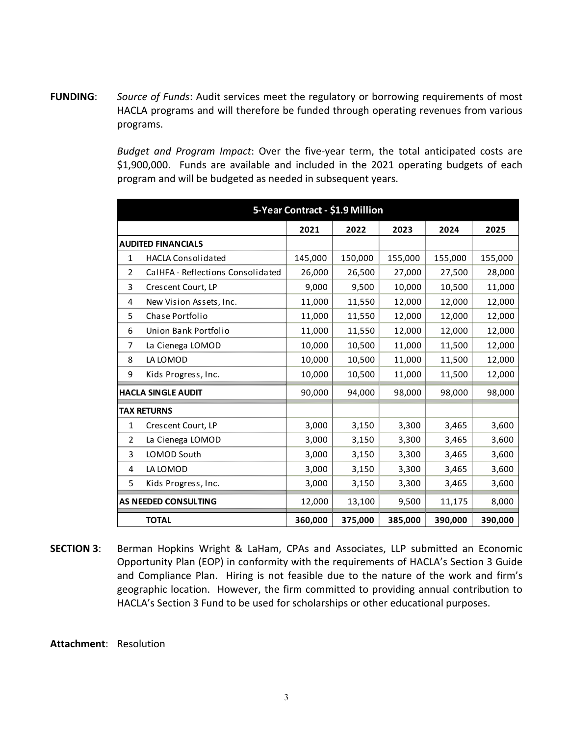**FUNDING**: *Source of Funds*: Audit services meet the regulatory or borrowing requirements of most HACLA programs and will therefore be funded through operating revenues from various programs.

*Budget and Program Impact*: Over the five-year term, the total anticipated costs are $1,900,000. Funds are available and included in the 2021 operating budgets of each program and will be budgeted as needed in subsequent years.

| 5-Year Contract - $1.9 Million | | | | | | |
|---|---|---|---|---|---|---|
| | | 2021 | 2022 | 2023 | 2024 | 2025 |
| **AUDITED FINANCIALS** | | | | | | |
| 1 | HACLA Consolidated | 145,000 | 150,000 | 155,000 | 155,000 | 155,000 |
| 2 | CalHFA - Reflections Consolidated | 26,000 | 26,500 | 27,000 | 27,500 | 28,000 |
| 3 | Crescent Court, LP | 9,000 | 9,500 | 10,000 | 10,500 | 11,000 |
| 4 | New Vision Assets, Inc. | 11,000 | 11,550 | 12,000 | 12,000 | 12,000 |
| 5 | Chase Portfolio | 11,000 | 11,550 | 12,000 | 12,000 | 12,000 |
| 6 | Union Bank Portfolio | 11,000 | 11,550 | 12,000 | 12,000 | 12,000 |
| 7 | La Cienega LOMOD | 10,000 | 10,500 | 11,000 | 11,500 | 12,000 |
| 8 | LA LOMOD | 10,000 | 10,500 | 11,000 | 11,500 | 12,000 |
| 9 | Kids Progress, Inc. | 10,000 | 10,500 | 11,000 | 11,500 | 12,000 |
| **HACLA SINGLE AUDIT** | | 90,000 | 94,000 | 98,000 | 98,000 | 98,000 |
| **TAX RETURNS** | | | | | | |
| 1 | Crescent Court, LP | 3,000 | 3,150 | 3,300 | 3,465 | 3,600 |
| 2 | La Cienega LOMOD | 3,000 | 3,150 | 3,300 | 3,465 | 3,600 |
| 3 | LOMOD South | 3,000 | 3,150 | 3,300 | 3,465 | 3,600 |
| 4 | LA LOMOD | 3,000 | 3,150 | 3,300 | 3,465 | 3,600 |
| 5 | Kids Progress, Inc. | 3,000 | 3,150 | 3,300 | 3,465 | 3,600 |
| **AS NEEDED CONSULTING** | | 12,000 | 13,100 | 9,500 | 11,175 | 8,000 |
| | **TOTAL** | **360,000** | **375,000** | **385,000** | **390,000** | **390,000** |

**SECTION 3**: Berman Hopkins Wright & LaHam, CPAs and Associates, LLP submitted an Economic Opportunity Plan (EOP) in conformity with the requirements of HACLA's Section 3 Guide and Compliance Plan. Hiring is not feasible due to the nature of the work and firm's geographic location. However, the firm committed to providing annual contribution to HACLA's Section 3 Fund to be used for scholarships or other educational purposes.

**Attachment**: Resolution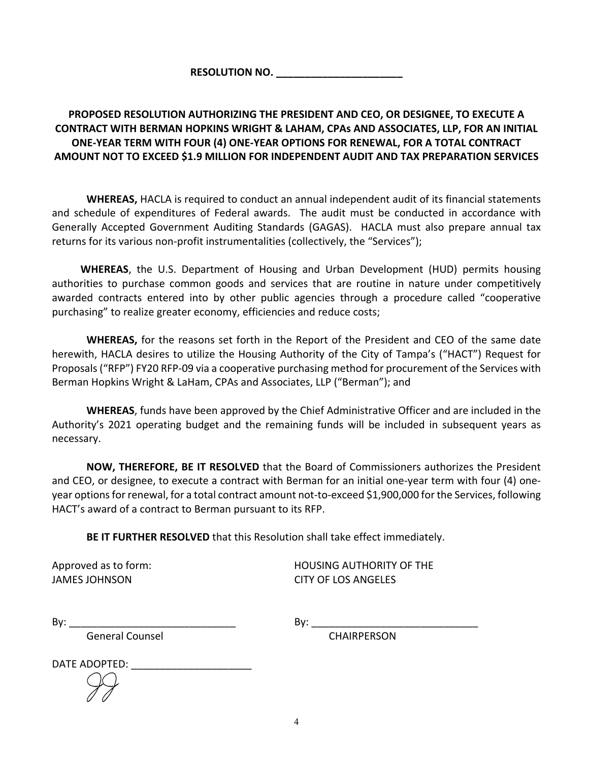**RESOLUTION NO. ______________________**

**PROPOSED RESOLUTION AUTHORIZING THE PRESIDENT AND CEO, OR DESIGNEE, TO EXECUTE A CONTRACT WITH BERMAN HOPKINS WRIGHT & LAHAM, CPAs AND ASSOCIATES, LLP, FOR AN INITIAL ONE-YEAR TERM WITH FOUR (4) ONE-YEAR OPTIONS FOR RENEWAL, FOR A TOTAL CONTRACT AMOUNT NOT TO EXCEED $1.9 MILLION FOR INDEPENDENT AUDIT AND TAX PREPARATION SERVICES**

**WHEREAS,** HACLA is required to conduct an annual independent audit of its financial statements and schedule of expenditures of Federal awards. The audit must be conducted in accordance with Generally Accepted Government Auditing Standards (GAGAS). HACLA must also prepare annual tax returns for its various non-profit instrumentalities (collectively, the "Services");

**WHEREAS**, the U.S. Department of Housing and Urban Development (HUD) permits housing authorities to purchase common goods and services that are routine in nature under competitively awarded contracts entered into by other public agencies through a procedure called "cooperative purchasing" to realize greater economy, efficiencies and reduce costs;

**WHEREAS,** for the reasons set forth in the Report of the President and CEO of the same date herewith, HACLA desires to utilize the Housing Authority of the City of Tampa's ("HACT") Request for Proposals ("RFP") FY20 RFP-09 via a cooperative purchasing method for procurement of the Services with Berman Hopkins Wright & LaHam, CPAs and Associates, LLP ("Berman"); and

**WHEREAS**, funds have been approved by the Chief Administrative Officer and are included in the Authority's 2021 operating budget and the remaining funds will be included in subsequent years as necessary.

**NOW, THEREFORE, BE IT RESOLVED** that the Board of Commissioners authorizes the President and CEO, or designee, to execute a contract with Berman for an initial one-year term with four (4) one-year options for renewal, for a total contract amount not-to-exceed $1,900,000 for the Services, following HACT's award of a contract to Berman pursuant to its RFP.

**BE IT FURTHER RESOLVED** that this Resolution shall take effect immediately.

Approved as to form:
JAMES JOHNSON

By: _____________________________
General Counsel

HOUSING AUTHORITY OF THE
CITY OF LOS ANGELES

By: _____________________________
CHAIRPERSON

DATE ADOPTED: _____________________